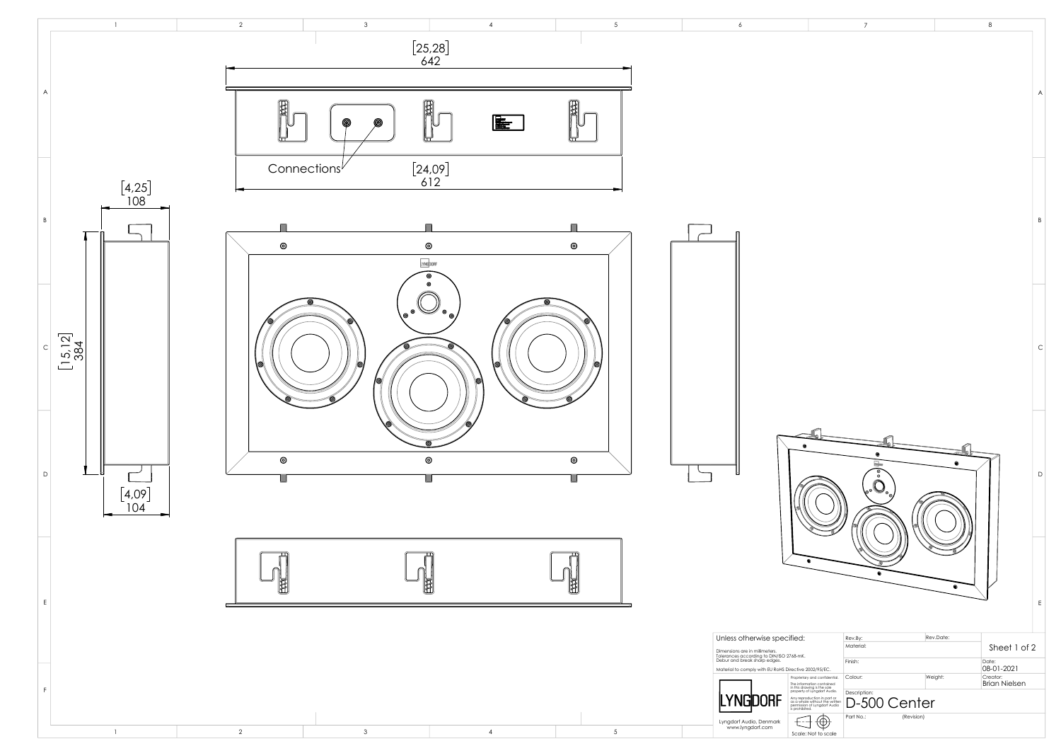[25,28]
642

Connections

[24,09]
612

[4,25]
108

[15,12]
384

[4,09]
104

Unless otherwise specified:

Dimensions are in millimeters.
Tolerances according to DIN/ISO 2768-mK.
Deburr and break sharp edges.

Material to comply with EU RoHS Directive 2002/95/EC.

Proprietary and confidential.
The information contained in this drawing is the sole property of Lyngdorf Audio. Any reproduction in part or as a whole without the written permission of Lyngdorf Audio is prohibited.

LYNGDORF

Lyngdorf Audio, Denmark
www.lyngdorf.com

Scale: Not to scale

| Rev.By: | Rev.Date: | |
|---|---|---|
| Material: | | Sheet 1 of 2 |
| Finish: | | Date: 08-01-2021 |
| Colour: | Weight: | Creator: Brian Nielsen |
| Description: D-500 Center | | |
| Part No.: | (Revision) | |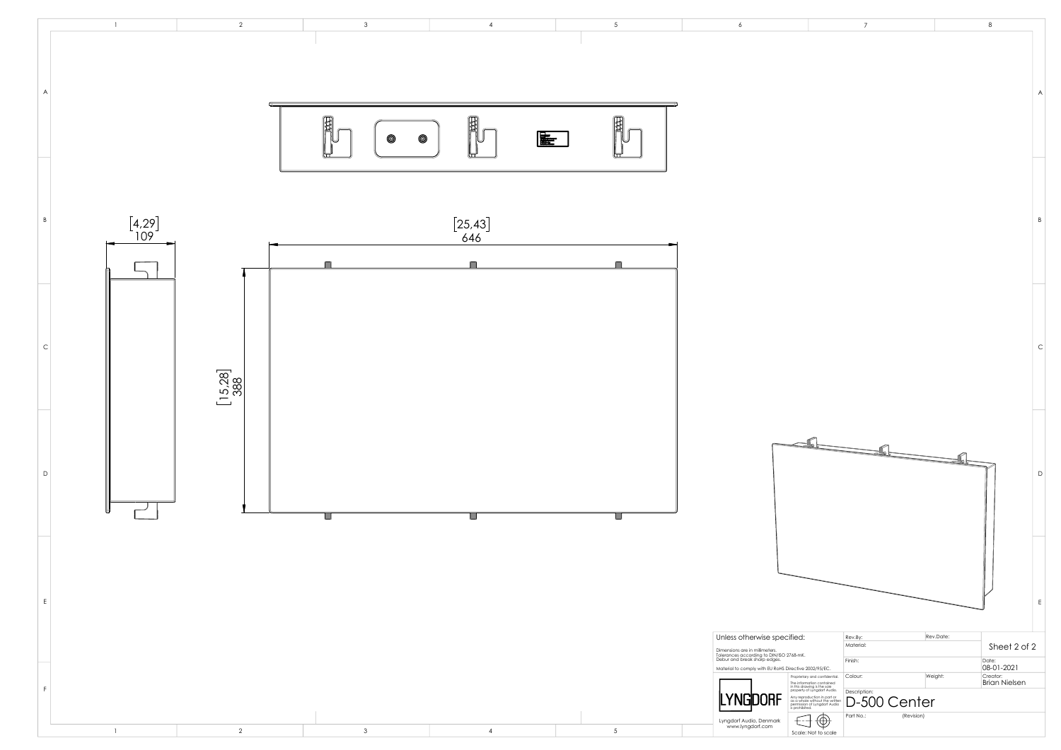[4,29]
109

[25,43]
646

[15,28]
388

| | | | | |
|---|---|---|---|---|
| Unless otherwise specified: | | Rev.By: | Rev.Date: | Sheet 2 of 2 |
| Dimensions are in millimeters. Tolerances according to DIN/ISO 2768-mK. Debur and break sharp edges. | | Material: | | |
| Material to comply with EU RoHS Directive 2002/95/EC. | | Finish: | | Date: 08-01-2021 |
| LYNGDORF | Proprietary and confidential. The information contained in this drawing is the sole property of Lyngdorf Audio. Any reproduction in part or as a whole without the written permission of Lyngdorf Audio is prohibited. | Colour: | Weight: | Creator: Brian Nielsen |
| | | Description: D-500 Center | | |
| Lyngdorf Audio, Denmark www.lyngdorf.com | Scale: Not to scale | Part No.: | (Revision) | |